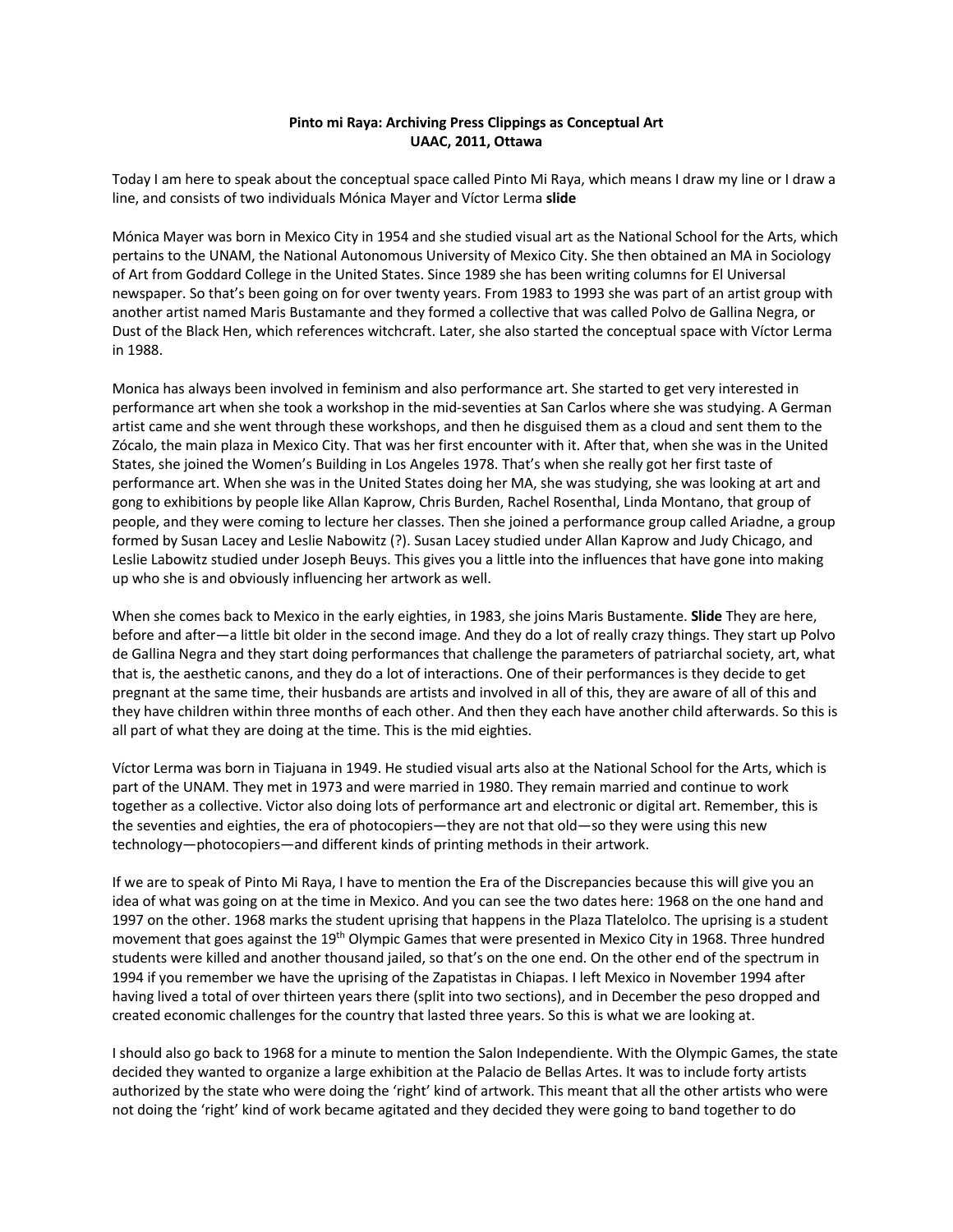**Pinto mi Raya: Archiving Press Clippings as Conceptual Art**
**UAAC, 2011, Ottawa**

Today I am here to speak about the conceptual space called Pinto Mi Raya, which means I draw my line or I draw a line, and consists of two individuals Mónica Mayer and Víctor Lerma **slide**

Mónica Mayer was born in Mexico City in 1954 and she studied visual art as the National School for the Arts, which pertains to the UNAM, the National Autonomous University of Mexico City. She then obtained an MA in Sociology of Art from Goddard College in the United States. Since 1989 she has been writing columns for El Universal newspaper. So that's been going on for over twenty years. From 1983 to 1993 she was part of an artist group with another artist named Maris Bustamante and they formed a collective that was called Polvo de Gallina Negra, or Dust of the Black Hen, which references witchcraft. Later, she also started the conceptual space with Víctor Lerma in 1988.

Monica has always been involved in feminism and also performance art. She started to get very interested in performance art when she took a workshop in the mid-seventies at San Carlos where she was studying. A German artist came and she went through these workshops, and then he disguised them as a cloud and sent them to the Zócalo, the main plaza in Mexico City. That was her first encounter with it. After that, when she was in the United States, she joined the Women's Building in Los Angeles 1978. That's when she really got her first taste of performance art. When she was in the United States doing her MA, she was studying, she was looking at art and gong to exhibitions by people like Allan Kaprow, Chris Burden, Rachel Rosenthal, Linda Montano, that group of people, and they were coming to lecture her classes. Then she joined a performance group called Ariadne, a group formed by Susan Lacey and Leslie Nabowitz (?). Susan Lacey studied under Allan Kaprow and Judy Chicago, and Leslie Labowitz studied under Joseph Beuys. This gives you a little into the influences that have gone into making up who she is and obviously influencing her artwork as well.

When she comes back to Mexico in the early eighties, in 1983, she joins Maris Bustamente. **Slide** They are here, before and after—a little bit older in the second image. And they do a lot of really crazy things. They start up Polvo de Gallina Negra and they start doing performances that challenge the parameters of patriarchal society, art, what that is, the aesthetic canons, and they do a lot of interactions. One of their performances is they decide to get pregnant at the same time, their husbands are artists and involved in all of this, they are aware of all of this and they have children within three months of each other. And then they each have another child afterwards. So this is all part of what they are doing at the time. This is the mid eighties.

Víctor Lerma was born in Tiajuana in 1949. He studied visual arts also at the National School for the Arts, which is part of the UNAM. They met in 1973 and were married in 1980. They remain married and continue to work together as a collective. Victor also doing lots of performance art and electronic or digital art. Remember, this is the seventies and eighties, the era of photocopiers—they are not that old—so they were using this new technology—photocopiers—and different kinds of printing methods in their artwork.

If we are to speak of Pinto Mi Raya, I have to mention the Era of the Discrepancies because this will give you an idea of what was going on at the time in Mexico. And you can see the two dates here: 1968 on the one hand and 1997 on the other. 1968 marks the student uprising that happens in the Plaza Tlatelolco. The uprising is a student movement that goes against the 19th Olympic Games that were presented in Mexico City in 1968. Three hundred students were killed and another thousand jailed, so that's on the one end. On the other end of the spectrum in 1994 if you remember we have the uprising of the Zapatistas in Chiapas. I left Mexico in November 1994 after having lived a total of over thirteen years there (split into two sections), and in December the peso dropped and created economic challenges for the country that lasted three years. So this is what we are looking at.

I should also go back to 1968 for a minute to mention the Salon Independiente. With the Olympic Games, the state decided they wanted to organize a large exhibition at the Palacio de Bellas Artes. It was to include forty artists authorized by the state who were doing the 'right' kind of artwork. This meant that all the other artists who were not doing the 'right' kind of work became agitated and they decided they were going to band together to do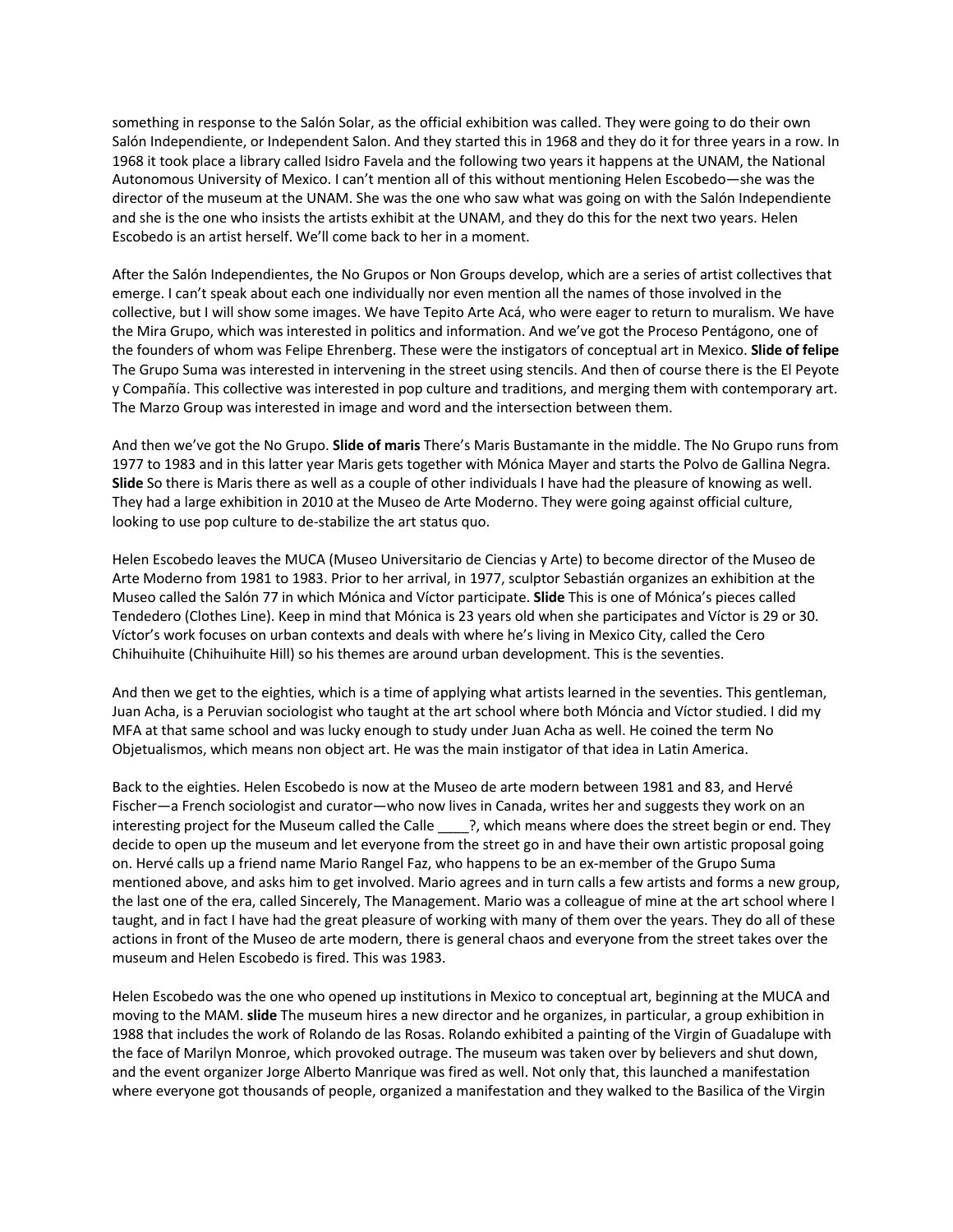something in response to the Salón Solar, as the official exhibition was called. They were going to do their own Salón Independiente, or Independent Salon. And they started this in 1968 and they do it for three years in a row. In 1968 it took place a library called Isidro Favela and the following two years it happens at the UNAM, the National Autonomous University of Mexico. I can't mention all of this without mentioning Helen Escobedo—she was the director of the museum at the UNAM. She was the one who saw what was going on with the Salón Independiente and she is the one who insists the artists exhibit at the UNAM, and they do this for the next two years. Helen Escobedo is an artist herself. We'll come back to her in a moment.

After the Salón Independientes, the No Grupos or Non Groups develop, which are a series of artist collectives that emerge. I can't speak about each one individually nor even mention all the names of those involved in the collective, but I will show some images. We have Tepito Arte Acá, who were eager to return to muralism. We have the Mira Grupo, which was interested in politics and information. And we've got the Proceso Pentágono, one of the founders of whom was Felipe Ehrenberg. These were the instigators of conceptual art in Mexico. **Slide of felipe** The Grupo Suma was interested in intervening in the street using stencils. And then of course there is the El Peyote y Compañía. This collective was interested in pop culture and traditions, and merging them with contemporary art. The Marzo Group was interested in image and word and the intersection between them.

And then we've got the No Grupo. **Slide of maris** There's Maris Bustamante in the middle. The No Grupo runs from 1977 to 1983 and in this latter year Maris gets together with Mónica Mayer and starts the Polvo de Gallina Negra. **Slide** So there is Maris there as well as a couple of other individuals I have had the pleasure of knowing as well. They had a large exhibition in 2010 at the Museo de Arte Moderno. They were going against official culture, looking to use pop culture to de-stabilize the art status quo.

Helen Escobedo leaves the MUCA (Museo Universitario de Ciencias y Arte) to become director of the Museo de Arte Moderno from 1981 to 1983. Prior to her arrival, in 1977, sculptor Sebastián organizes an exhibition at the Museo called the Salón 77 in which Mónica and Víctor participate. **Slide** This is one of Mónica's pieces called Tendedero (Clothes Line). Keep in mind that Mónica is 23 years old when she participates and Víctor is 29 or 30. Víctor's work focuses on urban contexts and deals with where he's living in Mexico City, called the Cero Chihuihuite (Chihuihuite Hill) so his themes are around urban development. This is the seventies.

And then we get to the eighties, which is a time of applying what artists learned in the seventies. This gentleman, Juan Acha, is a Peruvian sociologist who taught at the art school where both Móncia and Víctor studied. I did my MFA at that same school and was lucky enough to study under Juan Acha as well. He coined the term No Objetualismos, which means non object art. He was the main instigator of that idea in Latin America.

Back to the eighties. Helen Escobedo is now at the Museo de arte modern between 1981 and 83, and Hervé Fischer—a French sociologist and curator—who now lives in Canada, writes her and suggests they work on an interesting project for the Museum called the Calle ____?, which means where does the street begin or end. They decide to open up the museum and let everyone from the street go in and have their own artistic proposal going on. Hervé calls up a friend name Mario Rangel Faz, who happens to be an ex-member of the Grupo Suma mentioned above, and asks him to get involved. Mario agrees and in turn calls a few artists and forms a new group, the last one of the era, called Sincerely, The Management. Mario was a colleague of mine at the art school where I taught, and in fact I have had the great pleasure of working with many of them over the years. They do all of these actions in front of the Museo de arte modern, there is general chaos and everyone from the street takes over the museum and Helen Escobedo is fired. This was 1983.

Helen Escobedo was the one who opened up institutions in Mexico to conceptual art, beginning at the MUCA and moving to the MAM. **slide** The museum hires a new director and he organizes, in particular, a group exhibition in 1988 that includes the work of Rolando de las Rosas. Rolando exhibited a painting of the Virgin of Guadalupe with the face of Marilyn Monroe, which provoked outrage. The museum was taken over by believers and shut down, and the event organizer Jorge Alberto Manrique was fired as well. Not only that, this launched a manifestation where everyone got thousands of people, organized a manifestation and they walked to the Basilica of the Virgin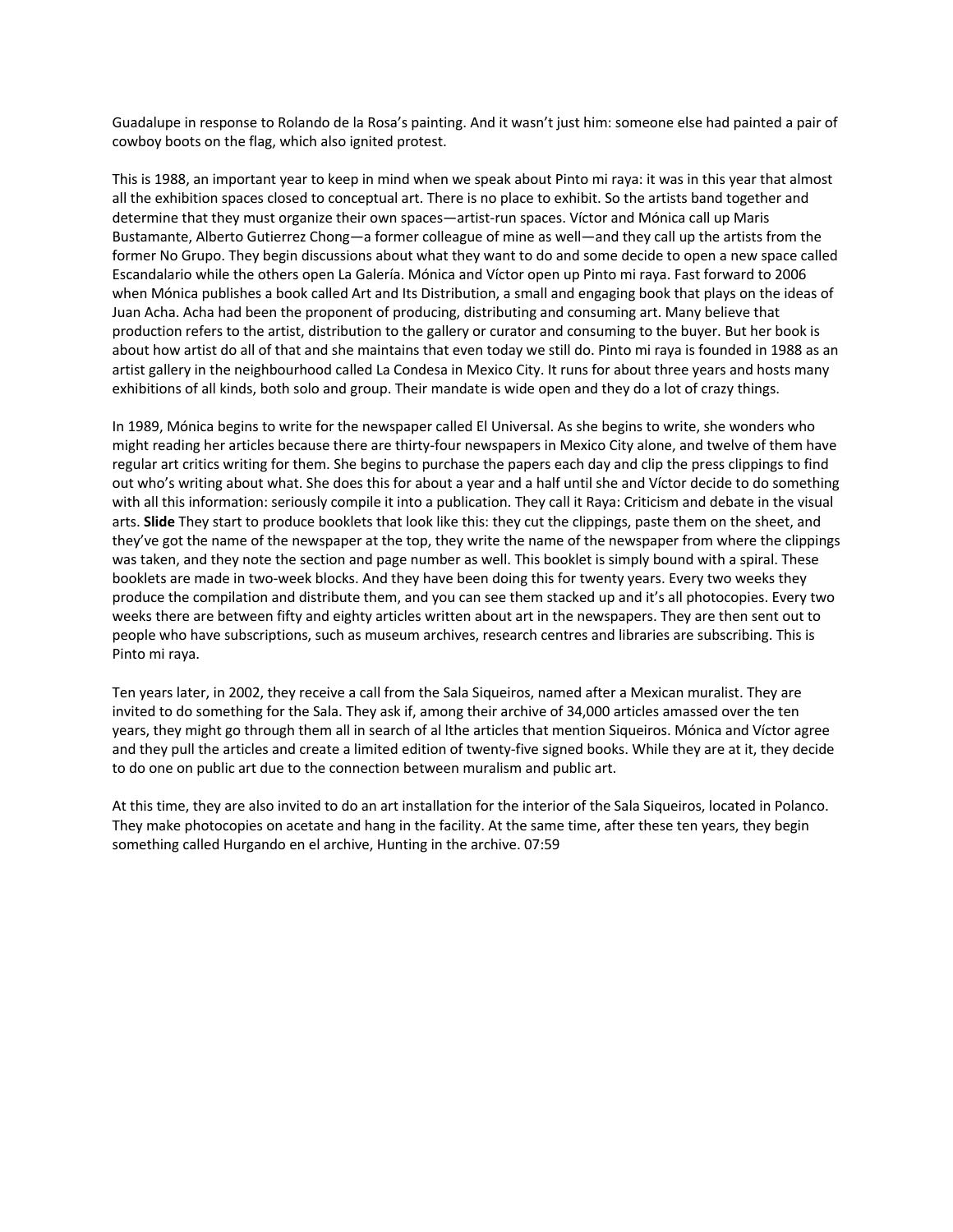Guadalupe in response to Rolando de la Rosa's painting. And it wasn't just him: someone else had painted a pair of cowboy boots on the flag, which also ignited protest.

This is 1988, an important year to keep in mind when we speak about Pinto mi raya: it was in this year that almost all the exhibition spaces closed to conceptual art. There is no place to exhibit. So the artists band together and determine that they must organize their own spaces—artist-run spaces. Víctor and Mónica call up Maris Bustamante, Alberto Gutierrez Chong—a former colleague of mine as well—and they call up the artists from the former No Grupo. They begin discussions about what they want to do and some decide to open a new space called Escandalario while the others open La Galería. Mónica and Víctor open up Pinto mi raya. Fast forward to 2006 when Mónica publishes a book called Art and Its Distribution, a small and engaging book that plays on the ideas of Juan Acha. Acha had been the proponent of producing, distributing and consuming art. Many believe that production refers to the artist, distribution to the gallery or curator and consuming to the buyer. But her book is about how artist do all of that and she maintains that even today we still do. Pinto mi raya is founded in 1988 as an artist gallery in the neighbourhood called La Condesa in Mexico City. It runs for about three years and hosts many exhibitions of all kinds, both solo and group. Their mandate is wide open and they do a lot of crazy things.

In 1989, Mónica begins to write for the newspaper called El Universal. As she begins to write, she wonders who might reading her articles because there are thirty-four newspapers in Mexico City alone, and twelve of them have regular art critics writing for them. She begins to purchase the papers each day and clip the press clippings to find out who's writing about what. She does this for about a year and a half until she and Víctor decide to do something with all this information: seriously compile it into a publication. They call it Raya: Criticism and debate in the visual arts. **Slide** They start to produce booklets that look like this: they cut the clippings, paste them on the sheet, and they've got the name of the newspaper at the top, they write the name of the newspaper from where the clippings was taken, and they note the section and page number as well. This booklet is simply bound with a spiral. These booklets are made in two-week blocks. And they have been doing this for twenty years. Every two weeks they produce the compilation and distribute them, and you can see them stacked up and it's all photocopies. Every two weeks there are between fifty and eighty articles written about art in the newspapers. They are then sent out to people who have subscriptions, such as museum archives, research centres and libraries are subscribing. This is Pinto mi raya.

Ten years later, in 2002, they receive a call from the Sala Siqueiros, named after a Mexican muralist. They are invited to do something for the Sala. They ask if, among their archive of 34,000 articles amassed over the ten years, they might go through them all in search of al lthe articles that mention Siqueiros. Mónica and Víctor agree and they pull the articles and create a limited edition of twenty-five signed books. While they are at it, they decide to do one on public art due to the connection between muralism and public art.

At this time, they are also invited to do an art installation for the interior of the Sala Siqueiros, located in Polanco. They make photocopies on acetate and hang in the facility. At the same time, after these ten years, they begin something called Hurgando en el archive, Hunting in the archive. 07:59